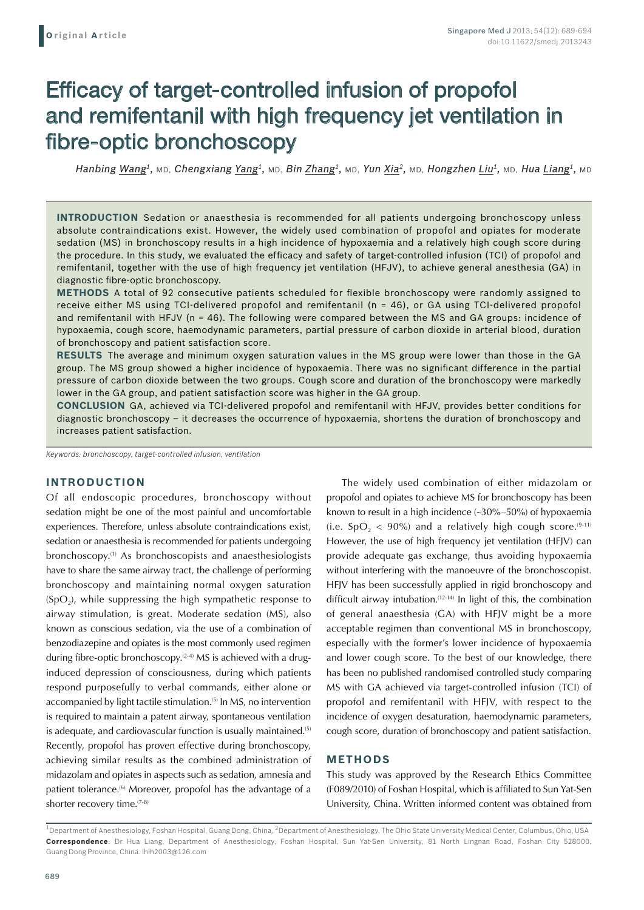Original Article

# Efficacy of target-controlled infusion of propofol and remifentanil with high frequency jet ventilation in fibre-optic bronchoscopy

*Hanbing Wang[1]*, MD, *Chengxiang Yang[1]*, MD, *Bin Zhang[1]*, MD, *Yun Xia[2]*, MD, *Hongzhen Liu[1]*, MD, *Hua Liang[1]*, MD

**INTRODUCTION** Sedation or anaesthesia is recommended for all patients undergoing bronchoscopy unless absolute contraindications exist. However, the widely used combination of propofol and opiates for moderate sedation (MS) in bronchoscopy results in a high incidence of hypoxaemia and a relatively high cough score during the procedure. In this study, we evaluated the efficacy and safety of target-controlled infusion (TCI) of propofol and remifentanil, together with the use of high frequency jet ventilation (HFJV), to achieve general anesthesia (GA) in diagnostic fibre-optic bronchoscopy.

**METHODS** A total of 92 consecutive patients scheduled for flexible bronchoscopy were randomly assigned to receive either MS using TCI-delivered propofol and remifentanil (n = 46), or GA using TCI-delivered propofol and remifentanil with HFJV (n = 46). The following were compared between the MS and GA groups: incidence of hypoxaemia, cough score, haemodynamic parameters, partial pressure of carbon dioxide in arterial blood, duration of bronchoscopy and patient satisfaction score.

**RESULTS** The average and minimum oxygen saturation values in the MS group were lower than those in the GA group. The MS group showed a higher incidence of hypoxaemia. There was no significant difference in the partial pressure of carbon dioxide between the two groups. Cough score and duration of the bronchoscopy were markedly lower in the GA group, and patient satisfaction score was higher in the GA group.

**CONCLUSION** GA, achieved via TCI-delivered propofol and remifentanil with HFJV, provides better conditions for diagnostic bronchoscopy – it decreases the occurrence of hypoxaemia, shortens the duration of bronchoscopy and increases patient satisfaction.

*Keywords: bronchoscopy, target-controlled infusion, ventilation*

## INTRODUCTION

Of all endoscopic procedures, bronchoscopy without sedation might be one of the most painful and uncomfortable experiences. Therefore, unless absolute contraindications exist, sedation or anaesthesia is recommended for patients undergoing bronchoscopy.[1] As bronchoscopists and anaesthesiologists have to share the same airway tract, the challenge of performing bronchoscopy and maintaining normal oxygen saturation ($SpO_2$), while suppressing the high sympathetic response to airway stimulation, is great. Moderate sedation (MS), also known as conscious sedation, via the use of a combination of benzodiazepine and opiates is the most commonly used regimen during fibre-optic bronchoscopy.[2-4] MS is achieved with a drug-induced depression of consciousness, during which patients respond purposefully to verbal commands, either alone or accompanied by light tactile stimulation.[5] In MS, no intervention is required to maintain a patent airway, spontaneous ventilation is adequate, and cardiovascular function is usually maintained.[5] Recently, propofol has proven effective during bronchoscopy, achieving similar results as the combined administration of midazolam and opiates in aspects such as sedation, amnesia and patient tolerance.[6] Moreover, propofol has the advantage of a shorter recovery time.[7-8]

The widely used combination of either midazolam or propofol and opiates to achieve MS for bronchoscopy has been known to result in a high incidence (~30%–50%) of hypoxaemia (i.e. $SpO_2$ < 90%) and a relatively high cough score.[9-11] However, the use of high frequency jet ventilation (HFJV) can provide adequate gas exchange, thus avoiding hypoxaemia without interfering with the manoeuvre of the bronchoscopist. HFJV has been successfully applied in rigid bronchoscopy and difficult airway intubation.[12-14] In light of this, the combination of general anaesthesia (GA) with HFJV might be a more acceptable regimen than conventional MS in bronchoscopy, especially with the former's lower incidence of hypoxaemia and lower cough score. To the best of our knowledge, there has been no published randomised controlled study comparing MS with GA achieved via target-controlled infusion (TCI) of propofol and remifentanil with HFJV, with respect to the incidence of oxygen desaturation, haemodynamic parameters, cough score, duration of bronchoscopy and patient satisfaction.

## METHODS

This study was approved by the Research Ethics Committee (F089/2010) of Foshan Hospital, which is affiliated to Sun Yat-Sen University, China. Written informed content was obtained from

[1]Department of Anesthesiology, Foshan Hospital, Guang Dong, China, [2]Department of Anesthesiology, The Ohio State University Medical Center, Columbus, Ohio, USA
**Correspondence**: Dr Hua Liang, Department of Anesthesiology, Foshan Hospital, Sun Yat-Sen University, 81 North Lingnan Road, Foshan City 528000, Guang Dong Province, China. lhlh2003@126.com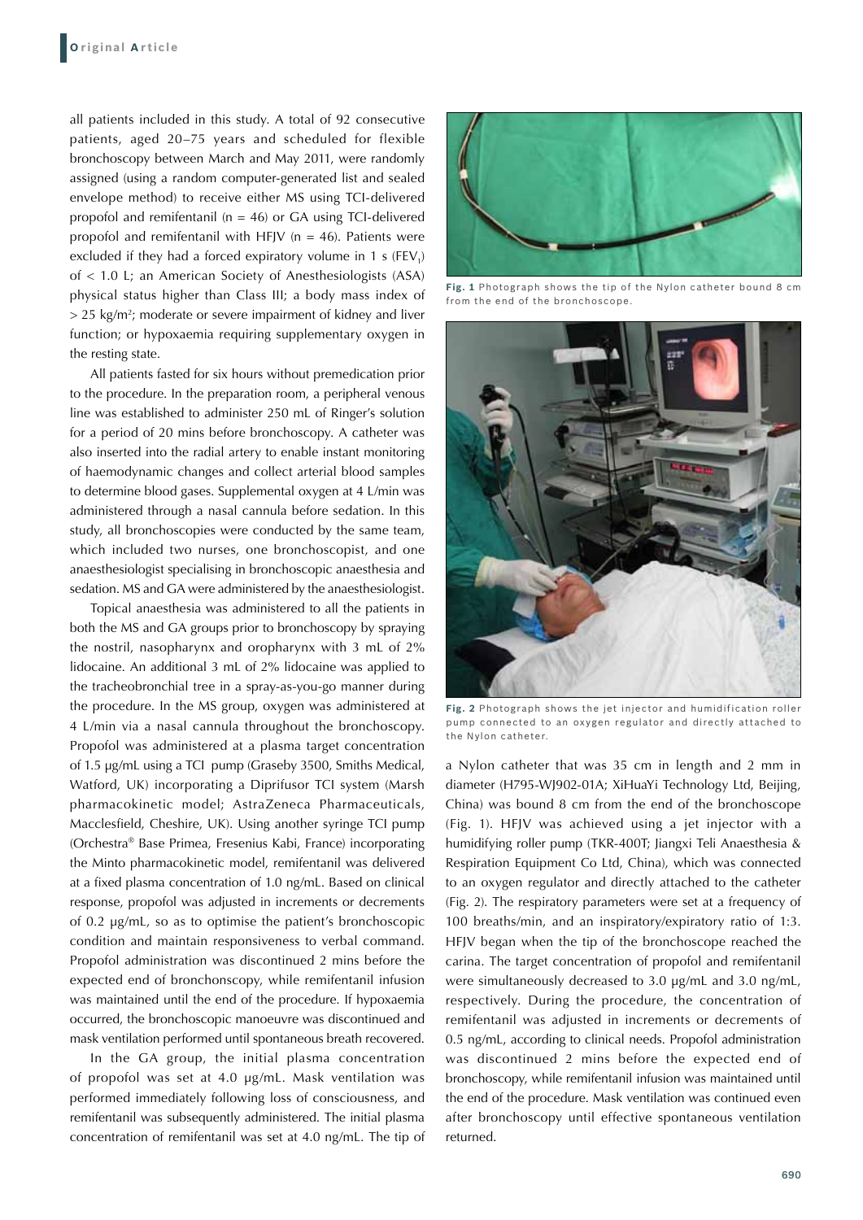all patients included in this study. A total of 92 consecutive patients, aged 20–75 years and scheduled for flexible bronchoscopy between March and May 2011, were randomly assigned (using a random computer-generated list and sealed envelope method) to receive either MS using TCI-delivered propofol and remifentanil (n = 46) or GA using TCI-delivered propofol and remifentanil with HFJV (n = 46). Patients were excluded if they had a forced expiratory volume in 1 s ($FEV_1$) of < 1.0 L; an American Society of Anesthesiologists (ASA) physical status higher than Class III; a body mass index of > 25 $kg/m^2$; moderate or severe impairment of kidney and liver function; or hypoxaemia requiring supplementary oxygen in the resting state.

All patients fasted for six hours without premedication prior to the procedure. In the preparation room, a peripheral venous line was established to administer 250 mL of Ringer's solution for a period of 20 mins before bronchoscopy. A catheter was also inserted into the radial artery to enable instant monitoring of haemodynamic changes and collect arterial blood samples to determine blood gases. Supplemental oxygen at 4 L/min was administered through a nasal cannula before sedation. In this study, all bronchoscopies were conducted by the same team, which included two nurses, one bronchoscopist, and one anaesthesiologist specialising in bronchoscopic anaesthesia and sedation. MS and GA were administered by the anaesthesiologist.

Topical anaesthesia was administered to all the patients in both the MS and GA groups prior to bronchoscopy by spraying the nostril, nasopharynx and oropharynx with 3 mL of 2% lidocaine. An additional 3 mL of 2% lidocaine was applied to the tracheobronchial tree in a spray-as-you-go manner during the procedure. In the MS group, oxygen was administered at 4 L/min via a nasal cannula throughout the bronchoscopy. Propofol was administered at a plasma target concentration of 1.5 μg/mL using a TCI pump (Graseby 3500, Smiths Medical, Watford, UK) incorporating a Diprifusor TCI system (Marsh pharmacokinetic model; AstraZeneca Pharmaceuticals, Macclesfield, Cheshire, UK). Using another syringe TCI pump (Orchestra® Base Primea, Fresenius Kabi, France) incorporating the Minto pharmacokinetic model, remifentanil was delivered at a fixed plasma concentration of 1.0 ng/mL. Based on clinical response, propofol was adjusted in increments or decrements of 0.2 μg/mL, so as to optimise the patient's bronchoscopic condition and maintain responsiveness to verbal command. Propofol administration was discontinued 2 mins before the expected end of bronchonscopy, while remifentanil infusion was maintained until the end of the procedure. If hypoxaemia occurred, the bronchoscopic manoeuvre was discontinued and mask ventilation performed until spontaneous breath recovered.

In the GA group, the initial plasma concentration of propofol was set at 4.0 μg/mL. Mask ventilation was performed immediately following loss of consciousness, and remifentanil was subsequently administered. The initial plasma concentration of remifentanil was set at 4.0 ng/mL. The tip of a Nylon catheter that was 35 cm in length and 2 mm in diameter (H795-WJ902-01A; XiHuaYi Technology Ltd, Beijing, China) was bound 8 cm from the end of the bronchoscope (Fig. 1). HFJV was achieved using a jet injector with a humidifying roller pump (TKR-400T; Jiangxi Teli Anaesthesia & Respiration Equipment Co Ltd, China), which was connected to an oxygen regulator and directly attached to the catheter (Fig. 2). The respiratory parameters were set at a frequency of 100 breaths/min, and an inspiratory/expiratory ratio of 1:3. HFJV began when the tip of the bronchoscope reached the carina. The target concentration of propofol and remifentanil were simultaneously decreased to 3.0 μg/mL and 3.0 ng/mL, respectively. During the procedure, the concentration of remifentanil was adjusted in increments or decrements of 0.5 ng/mL, according to clinical needs. Propofol administration was discontinued 2 mins before the expected end of bronchoscopy, while remifentanil infusion was maintained until the end of the procedure. Mask ventilation was continued even after bronchoscopy until effective spontaneous ventilation returned.

**Fig. 1** Photograph shows the tip of the Nylon catheter bound 8 cm from the end of the bronchoscope.

**Fig. 2** Photograph shows the jet injector and humidification roller pump connected to an oxygen regulator and directly attached to the Nylon catheter.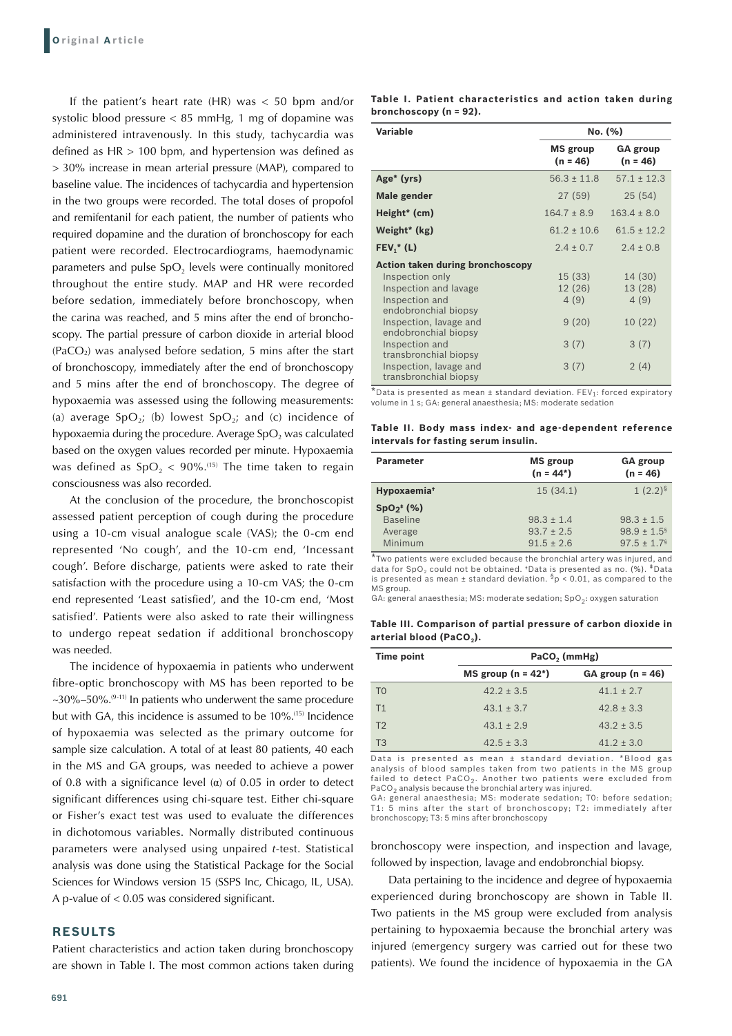If the patient's heart rate (HR) was < 50 bpm and/or systolic blood pressure < 85 mmHg, 1 mg of dopamine was administered intravenously. In this study, tachycardia was defined as HR > 100 bpm, and hypertension was defined as > 30% increase in mean arterial pressure (MAP), compared to baseline value. The incidences of tachycardia and hypertension in the two groups were recorded. The total doses of propofol and remifentanil for each patient, the number of patients who required dopamine and the duration of bronchoscopy for each patient were recorded. Electrocardiograms, haemodynamic parameters and pulse $SpO_2$ levels were continually monitored throughout the entire study. MAP and HR were recorded before sedation, immediately before bronchoscopy, when the carina was reached, and 5 mins after the end of bronchoscopy. The partial pressure of carbon dioxide in arterial blood ($PaCO_2$) was analysed before sedation, 5 mins after the start of bronchoscopy, immediately after the end of bronchoscopy and 5 mins after the end of bronchoscopy. The degree of hypoxaemia was assessed using the following measurements: (a) average $SpO_2$; (b) lowest $SpO_2$; and (c) incidence of hypoxaemia during the procedure. Average $SpO_2$ was calculated based on the oxygen values recorded per minute. Hypoxaemia was defined as $SpO_2$ < 90%.[15] The time taken to regain consciousness was also recorded.

At the conclusion of the procedure, the bronchoscopist assessed patient perception of cough during the procedure using a 10-cm visual analogue scale (VAS); the 0-cm end represented 'No cough', and the 10-cm end, 'Incessant cough'. Before discharge, patients were asked to rate their satisfaction with the procedure using a 10-cm VAS; the 0-cm end represented 'Least satisfied', and the 10-cm end, 'Most satisfied'. Patients were also asked to rate their willingness to undergo repeat sedation if additional bronchoscopy was needed.

The incidence of hypoxaemia in patients who underwent fibre-optic bronchoscopy with MS has been reported to be ~30%–50%.[9-11] In patients who underwent the same procedure but with GA, this incidence is assumed to be 10%.[15] Incidence of hypoxaemia was selected as the primary outcome for sample size calculation. A total of at least 80 patients, 40 each in the MS and GA groups, was needed to achieve a power of 0.8 with a significance level (α) of 0.05 in order to detect significant differences using chi-square test. Either chi-square or Fisher's exact test was used to evaluate the differences in dichotomous variables. Normally distributed continuous parameters were analysed using unpaired *t*-test. Statistical analysis was done using the Statistical Package for the Social Sciences for Windows version 15 (SPSS Inc, Chicago, IL, USA). A p-value of < 0.05 was considered significant.

## RESULTS

Patient characteristics and action taken during bronchoscopy are shown in Table I. The most common actions taken during bronchoscopy were inspection, and inspection and lavage, followed by inspection, lavage and endobronchial biopsy.

Data pertaining to the incidence and degree of hypoxaemia experienced during bronchoscopy are shown in Table II. Two patients in the MS group were excluded from analysis pertaining to hypoxaemia because the bronchial artery was injured (emergency surgery was carried out for these two patients). We found the incidence of hypoxaemia in the GA

**Table I. Patient characteristics and action taken during bronchoscopy (n = 92).**

| Variable | No. (%) | |
|---|---|---|
| | MS group (n = 46) | GA group (n = 46) |
| **Age\* (yrs)** | 56.3 ± 11.8 | 57.1 ± 12.3 |
| **Male gender** | 27 (59) | 25 (54) |
| **Height\* (cm)** | 164.7 ± 8.9 | 163.4 ± 8.0 |
| **Weight\* (kg)** | 61.2 ± 10.6 | 61.5 ± 12.2 |
| **$FEV_1$\* (L)** | 2.4 ± 0.7 | 2.4 ± 0.8 |
| **Action taken during bronchoscopy** | | |
| Inspection only | 15 (33) | 14 (30) |
| Inspection and lavage | 12 (26) | 13 (28) |
| Inspection and endobronchial biopsy | 4 (9) | 4 (9) |
| Inspection, lavage and endobronchial biopsy | 9 (20) | 10 (22) |
| Inspection and transbronchial biopsy | 3 (7) | 3 (7) |
| Inspection, lavage and transbronchial biopsy | 3 (7) | 2 (4) |

\*Data is presented as mean ± standard deviation. $FEV_1$: forced expiratory volume in 1 s; GA: general anaesthesia; MS: moderate sedation

**Table II. Body mass index- and age-dependent reference intervals for fasting serum insulin.**

| Parameter | MS group (n = 44\*) | GA group (n = 46) |
|---|---|---|
| **Hypoxaemia†** | 15 (34.1) | 1 (2.2)§ |
| **$SpO_2$‡ (%)** | | |
| Baseline | 98.3 ± 1.4 | 98.3 ± 1.5 |
| Average | 93.7 ± 2.5 | 98.9 ± 1.5§ |
| Minimum | 91.5 ± 2.6 | 97.5 ± 1.7§ |

\*Two patients were excluded because the bronchial artery was injured, and data for $SpO_2$ could not be obtained. †Data is presented as no. (%). ‡Data is presented as mean ± standard deviation. §p < 0.01, as compared to the MS group.
GA: general anaesthesia; MS: moderate sedation; $SpO_2$: oxygen saturation

**Table III. Comparison of partial pressure of carbon dioxide in arterial blood ($PaCO_2$).**

| Time point | $PaCO_2$ (mmHg) | |
|---|---|---|
| | MS group (n = 42\*) | GA group (n = 46) |
| T0 | 42.2 ± 3.5 | 41.1 ± 2.7 |
| T1 | 43.1 ± 3.7 | 42.8 ± 3.3 |
| T2 | 43.1 ± 2.9 | 43.2 ± 3.5 |
| T3 | 42.5 ± 3.3 | 41.2 ± 3.0 |

Data is presented as mean ± standard deviation. \*Blood gas analysis of blood samples taken from two patients in the MS group failed to detect $PaCO_2$. Another two patients were excluded from $PaCO_2$ analysis because the bronchial artery was injured.
GA: general anaesthesia; MS: moderate sedation; T0: before sedation; T1: 5 mins after the start of bronchoscopy; T2: immediately after bronchoscopy; T3: 5 mins after bronchoscopy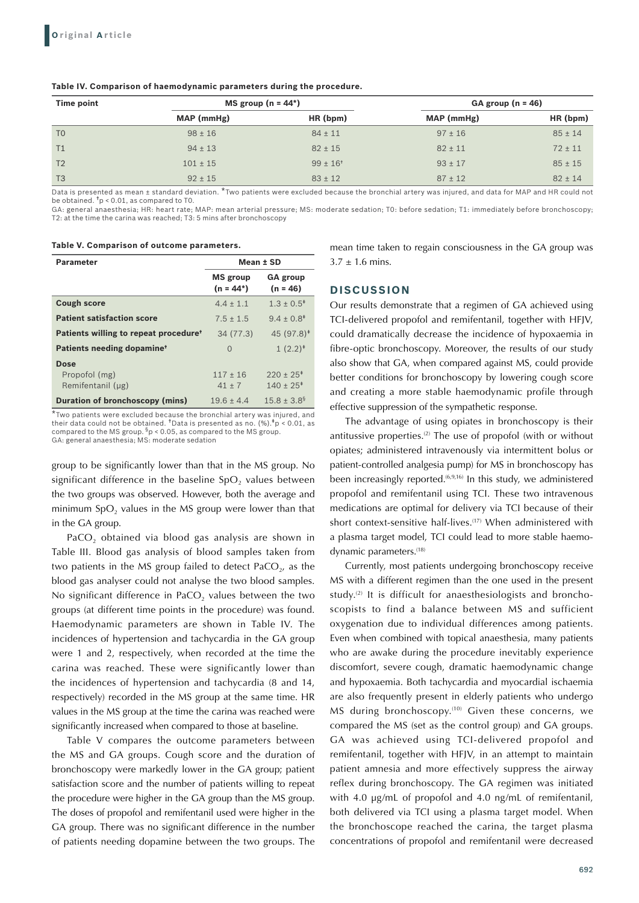**Table IV. Comparison of haemodynamic parameters during the procedure.**

| Time point | MS group (n = 44*) | | GA group (n = 46) | |
|---|---|---|---|---|
| | MAP (mmHg) | HR (bpm) | MAP (mmHg) | HR (bpm) |
| T0 | 98 ± 16 | 84 ± 11 | 97 ± 16 | 85 ± 14 |
| T1 | 94 ± 13 | 82 ± 15 | 82 ± 11 | 72 ± 11 |
| T2 | 101 ± 15 | 99 ± 16† | 93 ± 17 | 85 ± 15 |
| T3 | 92 ± 15 | 83 ± 12 | 87 ± 12 | 82 ± 14 |

Data is presented as mean ± standard deviation. *Two patients were excluded because the bronchial artery was injured, and data for MAP and HR could not be obtained. †p < 0.01, as compared to T0.
GA: general anaesthesia; HR: heart rate; MAP: mean arterial pressure; MS: moderate sedation; T0: before sedation; T1: immediately before bronchoscopy; T2: at the time the carina was reached; T3: 5 mins after bronchoscopy

**Table V. Comparison of outcome parameters.**

| Parameter | Mean ± SD | |
|---|---|---|
| | MS group (n = 44*) | GA group (n = 46) |
| **Cough score** | 4.4 ± 1.1 | 1.3 ± 0.5‡ |
| **Patient satisfaction score** | 7.5 ± 1.5 | 9.4 ± 0.8‡ |
| **Patients willing to repeat procedure†** | 34 (77.3) | 45 (97.8)‡ |
| **Patients needing dopamine†** | 0 | 1 (2.2)‡ |
| **Dose** | | |
| Propofol (mg) | 117 ± 16 | 220 ± 25‡ |
| Remifentanil (µg) | 41 ± 7 | 140 ± 25‡ |
| **Duration of bronchoscopy (mins)** | 19.6 ± 4.4 | 15.8 ± 3.8§ |

*Two patients were excluded because the bronchial artery was injured, and their data could not be obtained. †Data is presented as no. (%).‡p < 0.01, as compared to the MS group. §p < 0.05, as compared to the MS group.
GA: general anaesthesia; MS: moderate sedation

group to be significantly lower than that in the MS group. No significant difference in the baseline $SpO_2$ values between the two groups was observed. However, both the average and minimum $SpO_2$ values in the MS group were lower than that in the GA group.

$PaCO_2$ obtained via blood gas analysis are shown in Table III. Blood gas analysis of blood samples taken from two patients in the MS group failed to detect $PaCO_2$, as the blood gas analyser could not analyse the two blood samples. No significant difference in $PaCO_2$ values between the two groups (at different time points in the procedure) was found. Haemodynamic parameters are shown in Table IV. The incidences of hypertension and tachycardia in the GA group were 1 and 2, respectively, when recorded at the time the carina was reached. These were significantly lower than the incidences of hypertension and tachycardia (8 and 14, respectively) recorded in the MS group at the same time. HR values in the MS group at the time the carina was reached were significantly increased when compared to those at baseline.

Table V compares the outcome parameters between the MS and GA groups. Cough score and the duration of bronchoscopy were markedly lower in the GA group; patient satisfaction score and the number of patients willing to repeat the procedure were higher in the GA group than the MS group. The doses of propofol and remifentanil used were higher in the GA group. There was no significant difference in the number of patients needing dopamine between the two groups. The mean time taken to regain consciousness in the GA group was 3.7 ± 1.6 mins.

## DISCUSSION

Our results demonstrate that a regimen of GA achieved using TCI-delivered propofol and remifentanil, together with HFJV, could dramatically decrease the incidence of hypoxaemia in fibre-optic bronchoscopy. Moreover, the results of our study also show that GA, when compared against MS, could provide better conditions for bronchoscopy by lowering cough score and creating a more stable haemodynamic profile through effective suppression of the sympathetic response.

The advantage of using opiates in bronchoscopy is their antitussive properties.[2] The use of propofol (with or without opiates; administered intravenously via intermittent bolus or patient-controlled analgesia pump) for MS in bronchoscopy has been increasingly reported.[6,9,16] In this study, we administered propofol and remifentanil using TCI. These two intravenous medications are optimal for delivery via TCI because of their short context-sensitive half-lives.[17] When administered with a plasma target model, TCI could lead to more stable haemodynamic parameters.[18]

Currently, most patients undergoing bronchoscopy receive MS with a different regimen than the one used in the present study.[2] It is difficult for anaesthesiologists and bronchoscopists to find a balance between MS and sufficient oxygenation due to individual differences among patients. Even when combined with topical anaesthesia, many patients who are awake during the procedure inevitably experience discomfort, severe cough, dramatic haemodynamic change and hypoxaemia. Both tachycardia and myocardial ischaemia are also frequently present in elderly patients who undergo MS during bronchoscopy.[10] Given these concerns, we compared the MS (set as the control group) and GA groups. GA was achieved using TCI-delivered propofol and remifentanil, together with HFJV, in an attempt to maintain patient amnesia and more effectively suppress the airway reflex during bronchoscopy. The GA regimen was initiated with 4.0 µg/mL of propofol and 4.0 ng/mL of remifentanil, both delivered via TCI using a plasma target model. When the bronchoscope reached the carina, the target plasma concentrations of propofol and remifentanil were decreased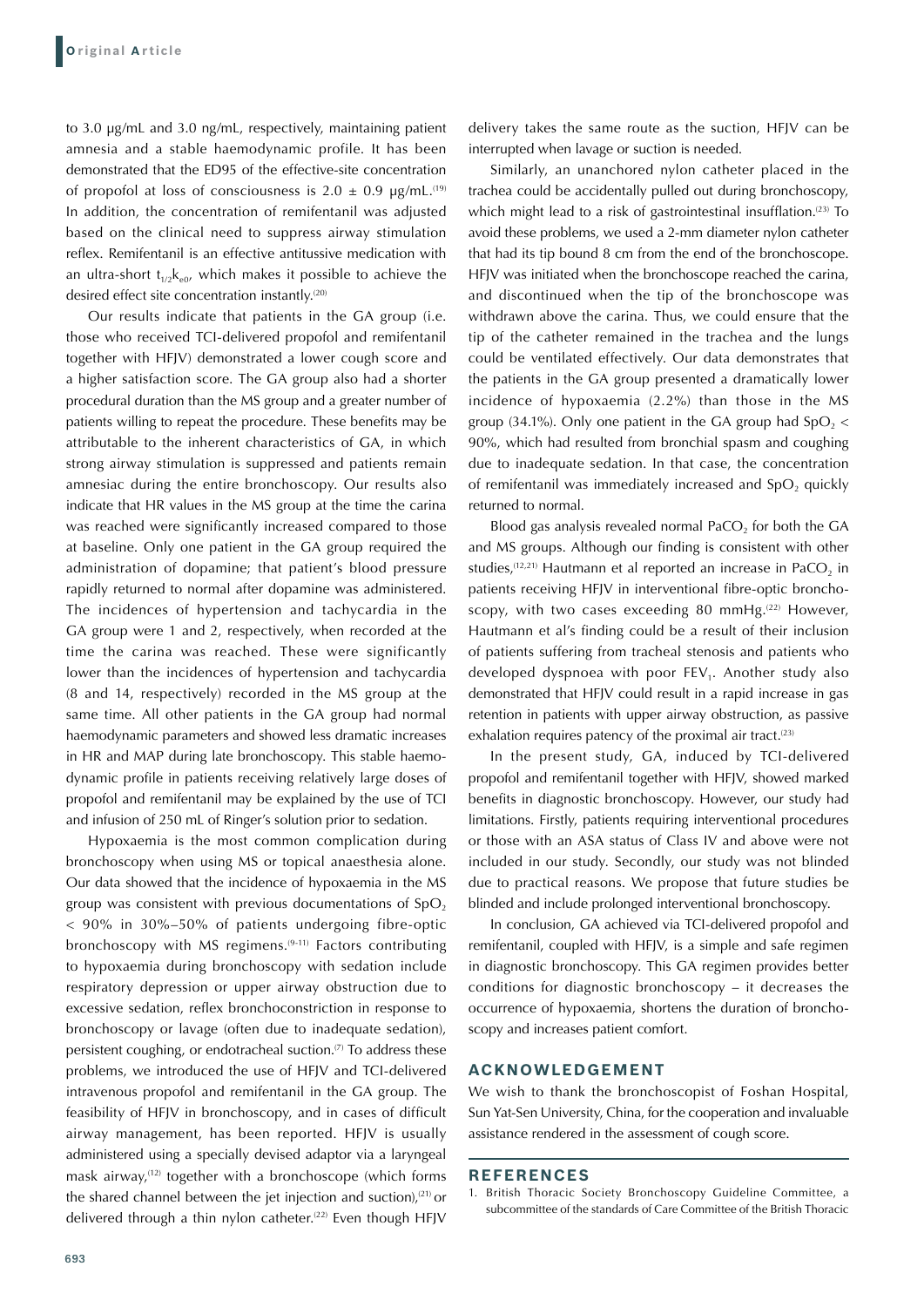to 3.0 μg/mL and 3.0 ng/mL, respectively, maintaining patient amnesia and a stable haemodynamic profile. It has been demonstrated that the ED95 of the effective-site concentration of propofol at loss of consciousness is 2.0 ± 0.9 μg/mL.[19] In addition, the concentration of remifentanil was adjusted based on the clinical need to suppress airway stimulation reflex. Remifentanil is an effective antitussive medication with an ultra-short $t_{1/2}k_{e0}$, which makes it possible to achieve the desired effect site concentration instantly.[20]

Our results indicate that patients in the GA group (i.e. those who received TCI-delivered propofol and remifentanil together with HFJV) demonstrated a lower cough score and a higher satisfaction score. The GA group also had a shorter procedural duration than the MS group and a greater number of patients willing to repeat the procedure. These benefits may be attributable to the inherent characteristics of GA, in which strong airway stimulation is suppressed and patients remain amnesiac during the entire bronchoscopy. Our results also indicate that HR values in the MS group at the time the carina was reached were significantly increased compared to those at baseline. Only one patient in the GA group required the administration of dopamine; that patient's blood pressure rapidly returned to normal after dopamine was administered. The incidences of hypertension and tachycardia in the GA group were 1 and 2, respectively, when recorded at the time the carina was reached. These were significantly lower than the incidences of hypertension and tachycardia (8 and 14, respectively) recorded in the MS group at the same time. All other patients in the GA group had normal haemodynamic parameters and showed less dramatic increases in HR and MAP during late bronchoscopy. This stable haemodynamic profile in patients receiving relatively large doses of propofol and remifentanil may be explained by the use of TCI and infusion of 250 mL of Ringer's solution prior to sedation.

Hypoxaemia is the most common complication during bronchoscopy when using MS or topical anaesthesia alone. Our data showed that the incidence of hypoxaemia in the MS group was consistent with previous documentations of $SpO_2$ < 90% in 30%–50% of patients undergoing fibre-optic bronchoscopy with MS regimens.[9-11] Factors contributing to hypoxaemia during bronchoscopy with sedation include respiratory depression or upper airway obstruction due to excessive sedation, reflex bronchoconstriction in response to bronchoscopy or lavage (often due to inadequate sedation), persistent coughing, or endotracheal suction.[7] To address these problems, we introduced the use of HFJV and TCI-delivered intravenous propofol and remifentanil in the GA group. The feasibility of HFJV in bronchoscopy, and in cases of difficult airway management, has been reported. HFJV is usually administered using a specially devised adaptor via a laryngeal mask airway,[12] together with a bronchoscope (which forms the shared channel between the jet injection and suction),[21] or delivered through a thin nylon catheter.[22] Even though HFJV delivery takes the same route as the suction, HFJV can be interrupted when lavage or suction is needed.

Similarly, an unanchored nylon catheter placed in the trachea could be accidentally pulled out during bronchoscopy, which might lead to a risk of gastrointestinal insufflation.[23] To avoid these problems, we used a 2-mm diameter nylon catheter that had its tip bound 8 cm from the end of the bronchoscope. HFJV was initiated when the bronchoscope reached the carina, and discontinued when the tip of the bronchoscope was withdrawn above the carina. Thus, we could ensure that the tip of the catheter remained in the trachea and the lungs could be ventilated effectively. Our data demonstrates that the patients in the GA group presented a dramatically lower incidence of hypoxaemia (2.2%) than those in the MS group (34.1%). Only one patient in the GA group had $SpO_2$ < 90%, which had resulted from bronchial spasm and coughing due to inadequate sedation. In that case, the concentration of remifentanil was immediately increased and $SpO_2$ quickly returned to normal.

Blood gas analysis revealed normal $PaCO_2$ for both the GA and MS groups. Although our finding is consistent with other studies,[12,21] Hautmann et al reported an increase in $PaCO_2$ in patients receiving HFJV in interventional fibre-optic bronchoscopy, with two cases exceeding 80 mmHg.[22] However, Hautmann et al's finding could be a result of their inclusion of patients suffering from tracheal stenosis and patients who developed dyspnoea with poor $FEV_1$. Another study also demonstrated that HFJV could result in a rapid increase in gas retention in patients with upper airway obstruction, as passive exhalation requires patency of the proximal air tract.[23]

In the present study, GA, induced by TCI-delivered propofol and remifentanil together with HFJV, showed marked benefits in diagnostic bronchoscopy. However, our study had limitations. Firstly, patients requiring interventional procedures or those with an ASA status of Class IV and above were not included in our study. Secondly, our study was not blinded due to practical reasons. We propose that future studies be blinded and include prolonged interventional bronchoscopy.

In conclusion, GA achieved via TCI-delivered propofol and remifentanil, coupled with HFJV, is a simple and safe regimen in diagnostic bronchoscopy. This GA regimen provides better conditions for diagnostic bronchoscopy – it decreases the occurrence of hypoxaemia, shortens the duration of bronchoscopy and increases patient comfort.

## ACKNOWLEDGEMENT

We wish to thank the bronchoscopist of Foshan Hospital, Sun Yat-Sen University, China, for the cooperation and invaluable assistance rendered in the assessment of cough score.

## REFERENCES

1. British Thoracic Society Bronchoscopy Guideline Committee, a subcommittee of the standards of Care Committee of the British Thoracic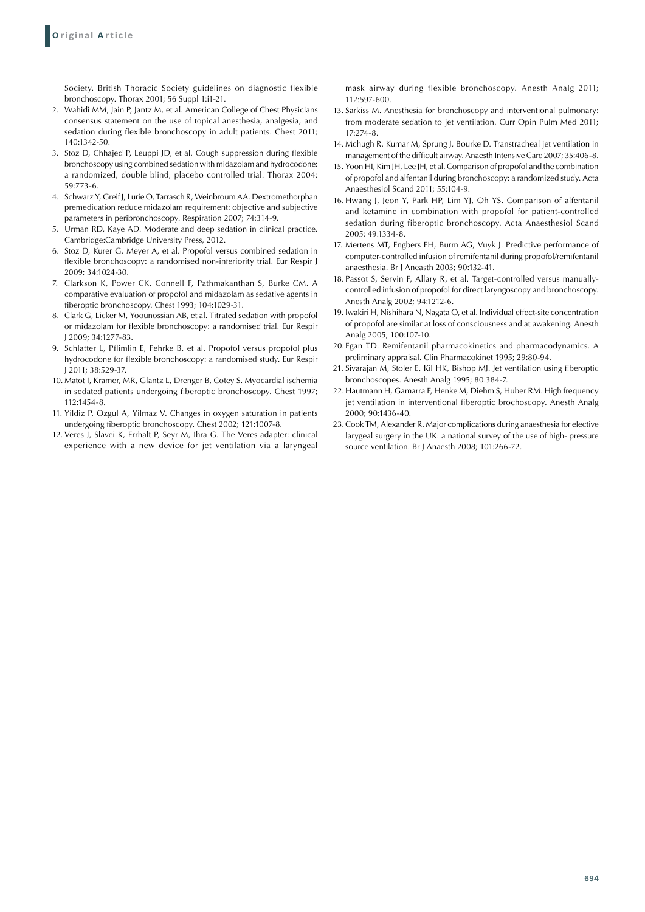Society. British Thoracic Society guidelines on diagnostic flexible bronchoscopy. Thorax 2001; 56 Suppl 1:i1-21.

2. Wahidi MM, Jain P, Jantz M, et al. American College of Chest Physicians consensus statement on the use of topical anesthesia, analgesia, and sedation during flexible bronchoscopy in adult patients. Chest 2011; 140:1342-50.
3. Stoz D, Chhajed P, Leuppi JD, et al. Cough suppression during flexible bronchoscopy using combined sedation with midazolam and hydrocodone: a randomized, double blind, placebo controlled trial. Thorax 2004; 59:773-6.
4. Schwarz Y, Greif J, Lurie O, Tarrasch R, Weinbroum AA. Dextromethorphan premedication reduce midazolam requirement: objective and subjective parameters in peribronchoscopy. Respiration 2007; 74:314-9.
5. Urman RD, Kaye AD. Moderate and deep sedation in clinical practice. Cambridge:Cambridge University Press, 2012.
6. Stoz D, Kurer G, Meyer A, et al. Propofol versus combined sedation in flexible bronchoscopy: a randomised non-inferiority trial. Eur Respir J 2009; 34:1024-30.
7. Clarkson K, Power CK, Connell F, Pathmakanthan S, Burke CM. A comparative evaluation of propofol and midazolam as sedative agents in fiberoptic bronchoscopy. Chest 1993; 104:1029-31.
8. Clark G, Licker M, Yoounossian AB, et al. Titrated sedation with propofol or midazolam for flexible bronchoscopy: a randomised trial. Eur Respir J 2009; 34:1277-83.
9. Schlatter L, Pflimlin E, Fehrke B, et al. Propofol versus propofol plus hydrocodone for flexible bronchoscopy: a randomised study. Eur Respir J 2011; 38:529-37.
10. Matot I, Kramer, MR, Glantz L, Drenger B, Cotey S. Myocardial ischemia in sedated patients undergoing fiberoptic bronchoscopy. Chest 1997; 112:1454-8.
11. Yildiz P, Ozgul A, Yilmaz V. Changes in oxygen saturation in patients undergoing fiberoptic bronchoscopy. Chest 2002; 121:1007-8.
12. Veres J, Slavei K, Errhalt P, Seyr M, Ihra G. The Veres adapter: clinical experience with a new device for jet ventilation via a laryngeal mask airway during flexible bronchoscopy. Anesth Analg 2011; 112:597-600.
13. Sarkiss M. Anesthesia for bronchoscopy and interventional pulmonary: from moderate sedation to jet ventilation. Curr Opin Pulm Med 2011; 17:274-8.
14. Mchugh R, Kumar M, Sprung J, Bourke D. Transtracheal jet ventilation in management of the difficult airway. Anaesth Intensive Care 2007; 35:406-8.
15. Yoon HI, Kim JH, Lee JH, et al. Comparison of propofol and the combination of propofol and alfentanil during bronchoscopy: a randomized study. Acta Anaesthesiol Scand 2011; 55:104-9.
16. Hwang J, Jeon Y, Park HP, Lim YJ, Oh YS. Comparison of alfentanil and ketamine in combination with propofol for patient-controlled sedation during fiberoptic bronchoscopy. Acta Anaesthesiol Scand 2005; 49:1334-8.
17. Mertens MT, Engbers FH, Burm AG, Vuyk J. Predictive performance of computer-controlled infusion of remifentanil during propofol/remifentanil anaesthesia. Br J Aneasth 2003; 90:132-41.
18. Passot S, Servin F, Allary R, et al. Target-controlled versus manually-controlled infusion of propofol for direct laryngoscopy and bronchoscopy. Anesth Analg 2002; 94:1212-6.
19. Iwakiri H, Nishihara N, Nagata O, et al. Individual effect-site concentration of propofol are similar at loss of consciousness and at awakening. Anesth Analg 2005; 100:107-10.
20. Egan TD. Remifentanil pharmacokinetics and pharmacodynamics. A preliminary appraisal. Clin Pharmacokinet 1995; 29:80-94.
21. Sivarajan M, Stoler E, Kil HK, Bishop MJ. Jet ventilation using fiberoptic bronchoscopes. Anesth Analg 1995; 80:384-7.
22. Hautmann H, Gamarra F, Henke M, Diehm S, Huber RM. High frequency jet ventilation in interventional fiberoptic brochoscopy. Anesth Analg 2000; 90:1436-40.
23. Cook TM, Alexander R. Major complications during anaesthesia for elective larygeal surgery in the UK: a national survey of the use of high- pressure source ventilation. Br J Anaesth 2008; 101:266-72.